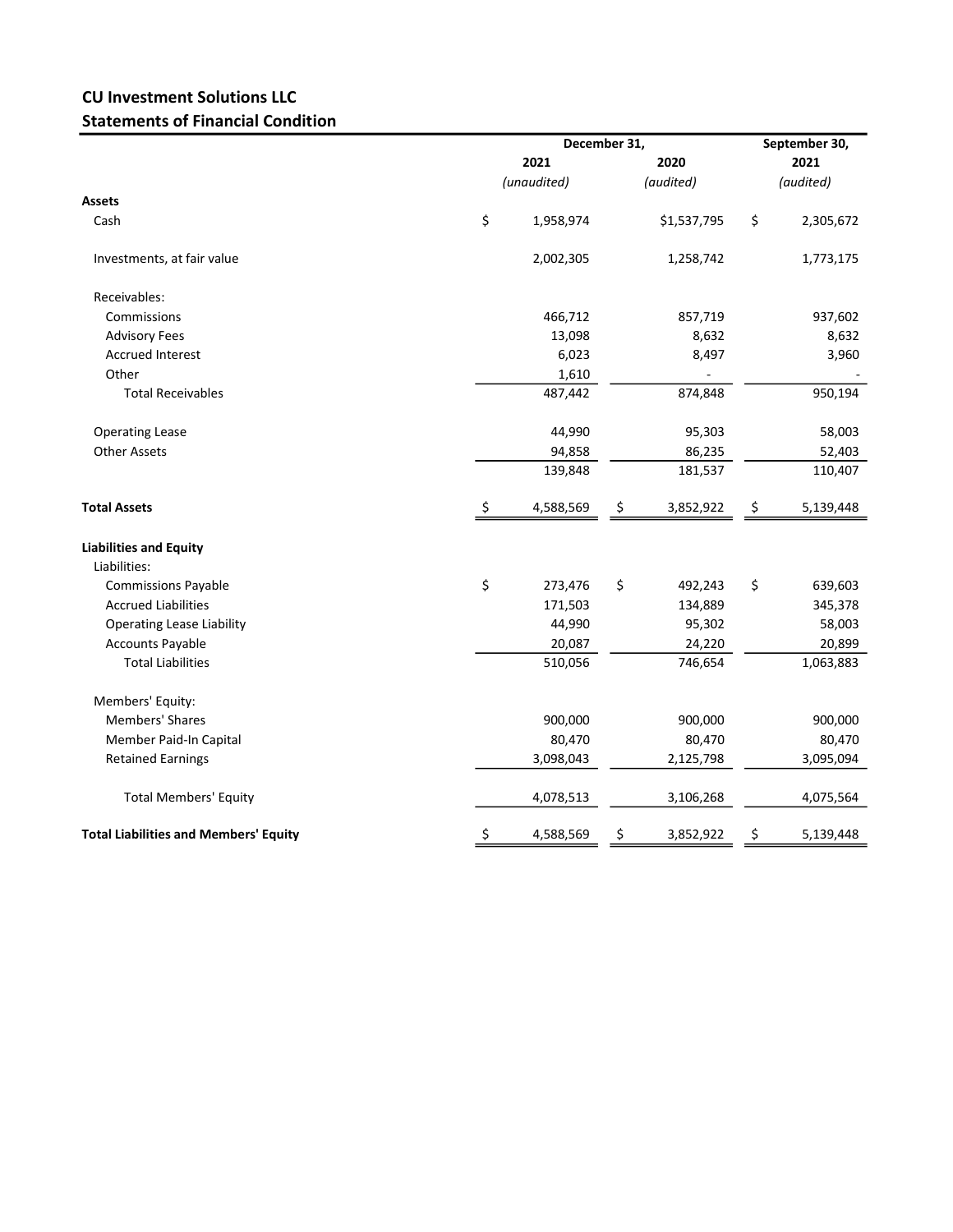# CU Investment Solutions LLC

## Statements of Financial Condition

| | December 31, 2021 (unaudited) | December 31, 2020 (audited) | September 30, 2021 (audited) |
|---|---|---|---|
| **Assets** | | | |
| Cash | $ 1,958,974 | $1,537,795 | $ 2,305,672 |
| Investments, at fair value | 2,002,305 | 1,258,742 | 1,773,175 |
| Receivables: | | | |
| Commissions | 466,712 | 857,719 | 937,602 |
| Advisory Fees | 13,098 | 8,632 | 8,632 |
| Accrued Interest | 6,023 | 8,497 | 3,960 |
| Other | 1,610 | - | - |
| Total Receivables | 487,442 | 874,848 | 950,194 |
| Operating Lease | 44,990 | 95,303 | 58,003 |
| Other Assets | 94,858 | 86,235 | 52,403 |
| | 139,848 | 181,537 | 110,407 |
| **Total Assets** | $ 4,588,569 | $ 3,852,922 | $ 5,139,448 |
| **Liabilities and Equity** | | | |
| Liabilities: | | | |
| Commissions Payable | $ 273,476 | $ 492,243 | $ 639,603 |
| Accrued Liabilities | 171,503 | 134,889 | 345,378 |
| Operating Lease Liability | 44,990 | 95,302 | 58,003 |
| Accounts Payable | 20,087 | 24,220 | 20,899 |
| Total Liabilities | 510,056 | 746,654 | 1,063,883 |
| Members' Equity: | | | |
| Members' Shares | 900,000 | 900,000 | 900,000 |
| Member Paid-In Capital | 80,470 | 80,470 | 80,470 |
| Retained Earnings | 3,098,043 | 2,125,798 | 3,095,094 |
| Total Members' Equity | 4,078,513 | 3,106,268 | 4,075,564 |
| **Total Liabilities and Members' Equity** | $ 4,588,569 | $ 3,852,922 | $ 5,139,448 |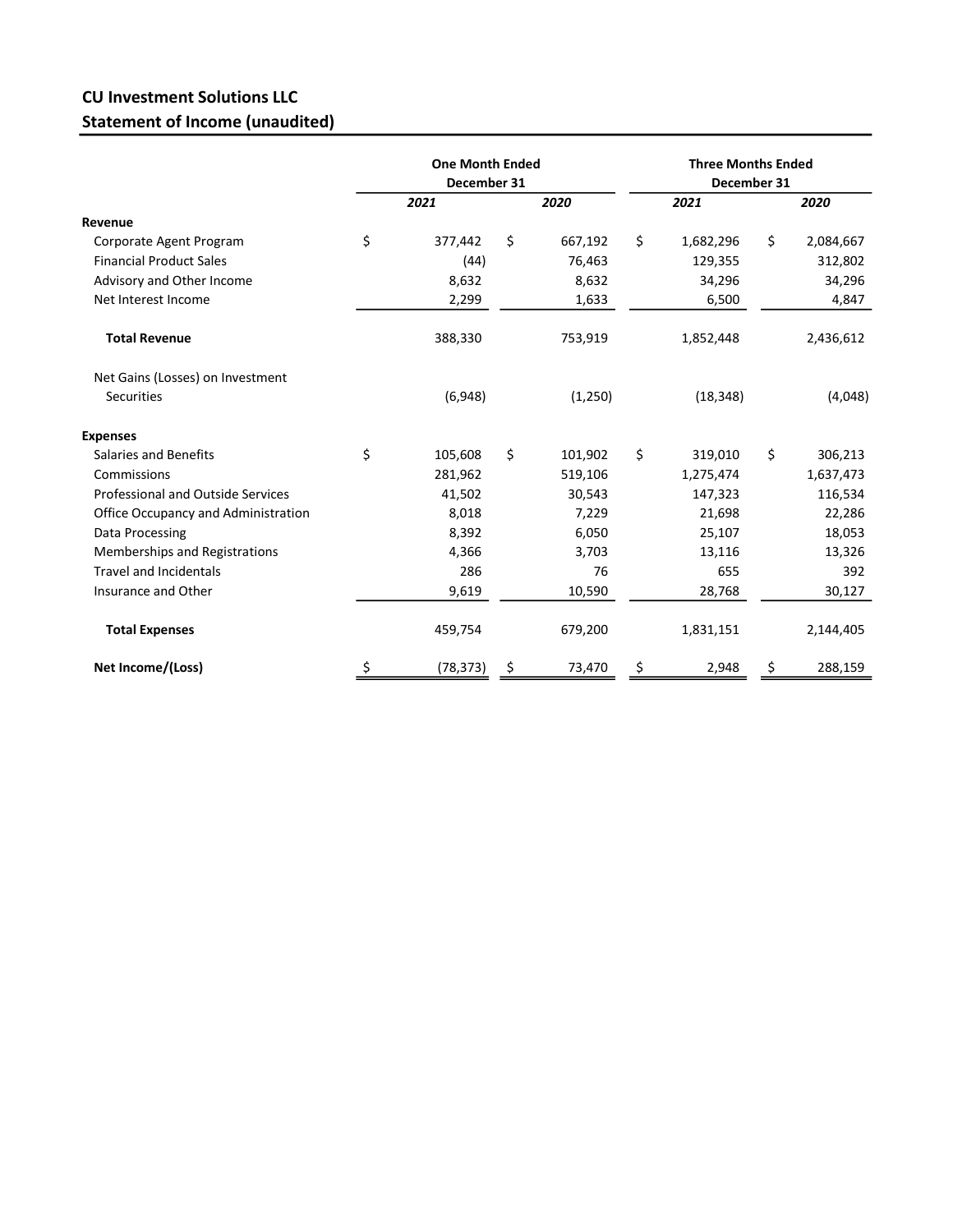**CU Investment Solutions LLC**
**Statement of Income (unaudited)**

| | One Month Ended December 31 | | Three Months Ended December 31 | |
|---|---|---|---|---|
| | *2021* | *2020* | *2021* | *2020* |
| **Revenue** | | | | |
| Corporate Agent Program | $ 377,442 | $ 667,192 | $ 1,682,296 | $ 2,084,667 |
| Financial Product Sales | (44) | 76,463 | 129,355 | 312,802 |
| Advisory and Other Income | 8,632 | 8,632 | 34,296 | 34,296 |
| Net Interest Income | 2,299 | 1,633 | 6,500 | 4,847 |
| **Total Revenue** | 388,330 | 753,919 | 1,852,448 | 2,436,612 |
| Net Gains (Losses) on Investment Securities | (6,948) | (1,250) | (18,348) | (4,048) |
| **Expenses** | | | | |
| Salaries and Benefits | $ 105,608 | $ 101,902 | $ 319,010 | $ 306,213 |
| Commissions | 281,962 | 519,106 | 1,275,474 | 1,637,473 |
| Professional and Outside Services | 41,502 | 30,543 | 147,323 | 116,534 |
| Office Occupancy and Administration | 8,018 | 7,229 | 21,698 | 22,286 |
| Data Processing | 8,392 | 6,050 | 25,107 | 18,053 |
| Memberships and Registrations | 4,366 | 3,703 | 13,116 | 13,326 |
| Travel and Incidentals | 286 | 76 | 655 | 392 |
| Insurance and Other | 9,619 | 10,590 | 28,768 | 30,127 |
| **Total Expenses** | 459,754 | 679,200 | 1,831,151 | 2,144,405 |
| **Net Income/(Loss)** | $ (78,373) | $ 73,470 | $ 2,948 | $ 288,159 |